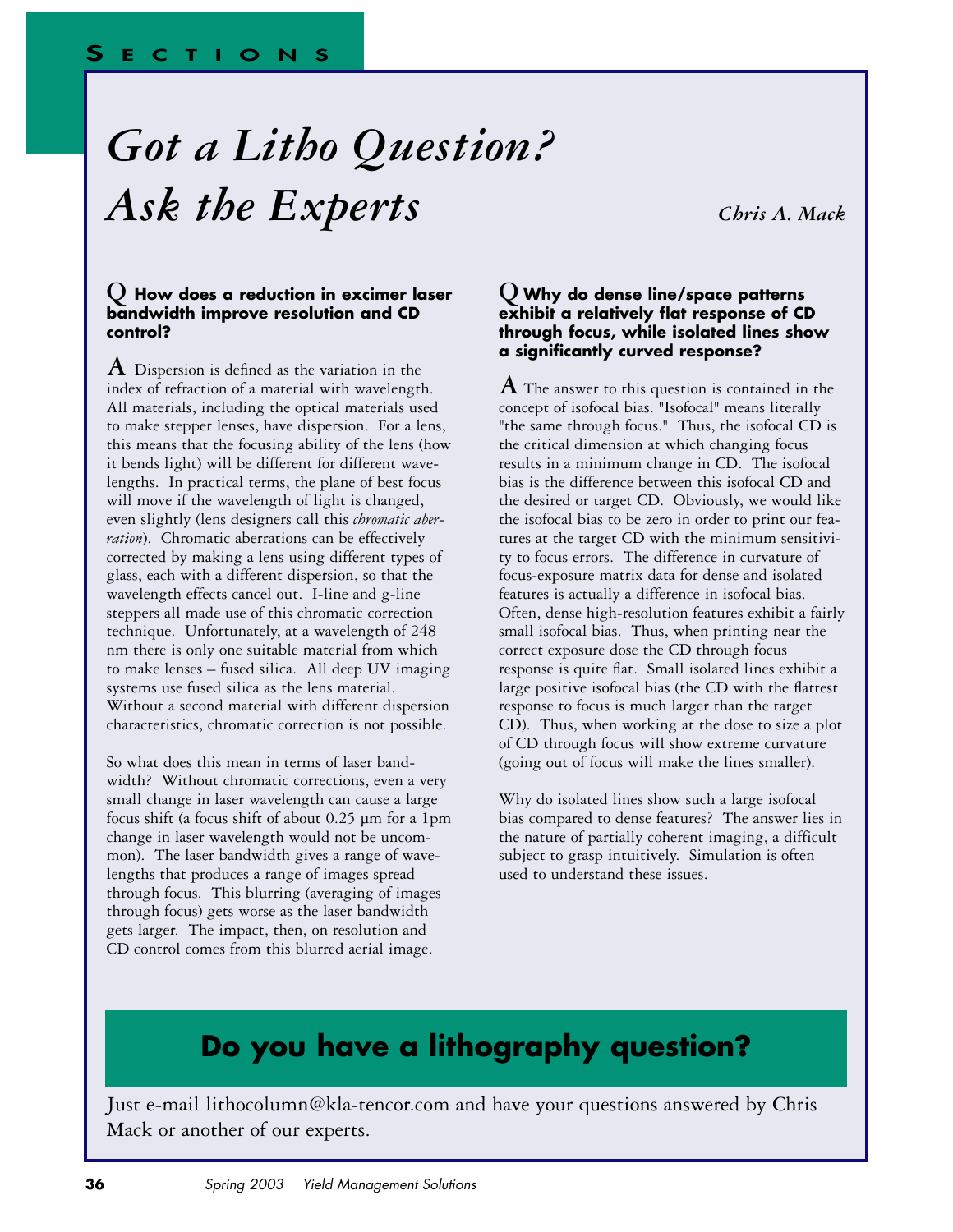# Got a Litho Question? Ask the Experts

*Chris A. Mack*

**Q How does a reduction in excimer laser bandwidth improve resolution and CD control?**

**A** Dispersion is defined as the variation in the index of refraction of a material with wavelength. All materials, including the optical materials used to make stepper lenses, have dispersion. For a lens, this means that the focusing ability of the lens (how it bends light) will be different for different wavelengths. In practical terms, the plane of best focus will move if the wavelength of light is changed, even slightly (lens designers call this *chromatic aberration*). Chromatic aberrations can be effectively corrected by making a lens using different types of glass, each with a different dispersion, so that the wavelength effects cancel out. I-line and g-line steppers all made use of this chromatic correction technique. Unfortunately, at a wavelength of 248 nm there is only one suitable material from which to make lenses – fused silica. All deep UV imaging systems use fused silica as the lens material. Without a second material with different dispersion characteristics, chromatic correction is not possible.

So what does this mean in terms of laser bandwidth? Without chromatic corrections, even a very small change in laser wavelength can cause a large focus shift (a focus shift of about 0.25 µm for a 1pm change in laser wavelength would not be uncommon). The laser bandwidth gives a range of wavelengths that produces a range of images spread through focus. This blurring (averaging of images through focus) gets worse as the laser bandwidth gets larger. The impact, then, on resolution and CD control comes from this blurred aerial image.

**Q Why do dense line/space patterns exhibit a relatively flat response of CD through focus, while isolated lines show a significantly curved response?**

**A** The answer to this question is contained in the concept of isofocal bias. "Isofocal" means literally "the same through focus." Thus, the isofocal CD is the critical dimension at which changing focus results in a minimum change in CD. The isofocal bias is the difference between this isofocal CD and the desired or target CD. Obviously, we would like the isofocal bias to be zero in order to print our features at the target CD with the minimum sensitivity to focus errors. The difference in curvature of focus-exposure matrix data for dense and isolated features is actually a difference in isofocal bias. Often, dense high-resolution features exhibit a fairly small isofocal bias. Thus, when printing near the correct exposure dose the CD through focus response is quite flat. Small isolated lines exhibit a large positive isofocal bias (the CD with the flattest response to focus is much larger than the target CD). Thus, when working at the dose to size a plot of CD through focus will show extreme curvature (going out of focus will make the lines smaller).

Why do isolated lines show such a large isofocal bias compared to dense features? The answer lies in the nature of partially coherent imaging, a difficult subject to grasp intuitively. Simulation is often used to understand these issues.

## Do you have a lithography question?

Just e-mail lithocolumn@kla-tencor.com and have your questions answered by Chris Mack or another of our experts.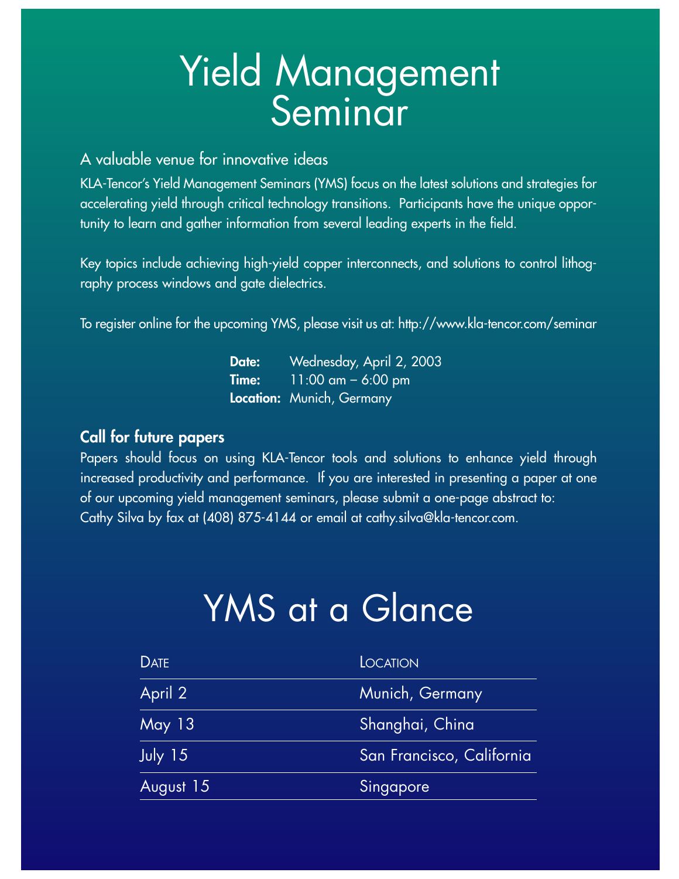# Yield Management Seminar

### A valuable venue for innovative ideas

KLA-Tencor's Yield Management Seminars (YMS) focus on the latest solutions and strategies for accelerating yield through critical technology transitions. Participants have the unique opportunity to learn and gather information from several leading experts in the field.

Key topics include achieving high-yield copper interconnects, and solutions to control lithography process windows and gate dielectrics.

To register online for the upcoming YMS, please visit us at: http://www.kla-tencor.com/seminar

| | |
|---|---|
| **Date:** | Wednesday, April 2, 2003 |
| **Time:** | 11:00 am – 6:00 pm |
| **Location:** | Munich, Germany |

### Call for future papers

Papers should focus on using KLA-Tencor tools and solutions to enhance yield through increased productivity and performance. If you are interested in presenting a paper at one of our upcoming yield management seminars, please submit a one-page abstract to:
Cathy Silva by fax at (408) 875-4144 or email at cathy.silva@kla-tencor.com.

# YMS at a Glance

| Date | Location |
|---|---|
| April 2 | Munich, Germany |
| May 13 | Shanghai, China |
| July 15 | San Francisco, California |
| August 15 | Singapore |